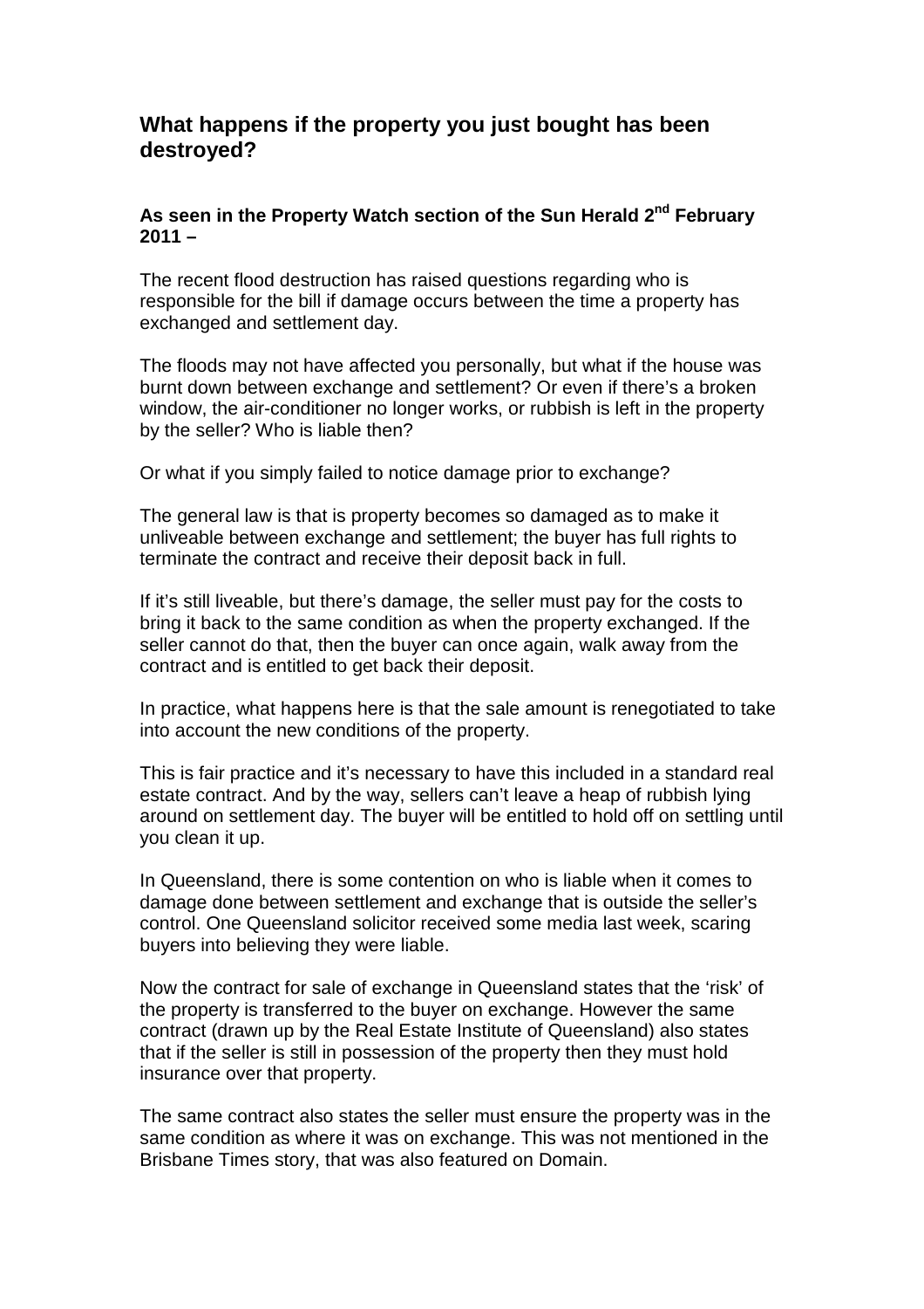## What happens if the property you just bought has been destroyed?

**As seen in the Property Watch section of the Sun Herald 2nd February 2011 –**

The recent flood destruction has raised questions regarding who is responsible for the bill if damage occurs between the time a property has exchanged and settlement day.

The floods may not have affected you personally, but what if the house was burnt down between exchange and settlement? Or even if there's a broken window, the air-conditioner no longer works, or rubbish is left in the property by the seller? Who is liable then?

Or what if you simply failed to notice damage prior to exchange?

The general law is that is property becomes so damaged as to make it unliveable between exchange and settlement; the buyer has full rights to terminate the contract and receive their deposit back in full.

If it's still liveable, but there's damage, the seller must pay for the costs to bring it back to the same condition as when the property exchanged. If the seller cannot do that, then the buyer can once again, walk away from the contract and is entitled to get back their deposit.

In practice, what happens here is that the sale amount is renegotiated to take into account the new conditions of the property.

This is fair practice and it's necessary to have this included in a standard real estate contract. And by the way, sellers can't leave a heap of rubbish lying around on settlement day. The buyer will be entitled to hold off on settling until you clean it up.

In Queensland, there is some contention on who is liable when it comes to damage done between settlement and exchange that is outside the seller's control. One Queensland solicitor received some media last week, scaring buyers into believing they were liable.

Now the contract for sale of exchange in Queensland states that the 'risk' of the property is transferred to the buyer on exchange. However the same contract (drawn up by the Real Estate Institute of Queensland) also states that if the seller is still in possession of the property then they must hold insurance over that property.

The same contract also states the seller must ensure the property was in the same condition as where it was on exchange. This was not mentioned in the Brisbane Times story, that was also featured on Domain.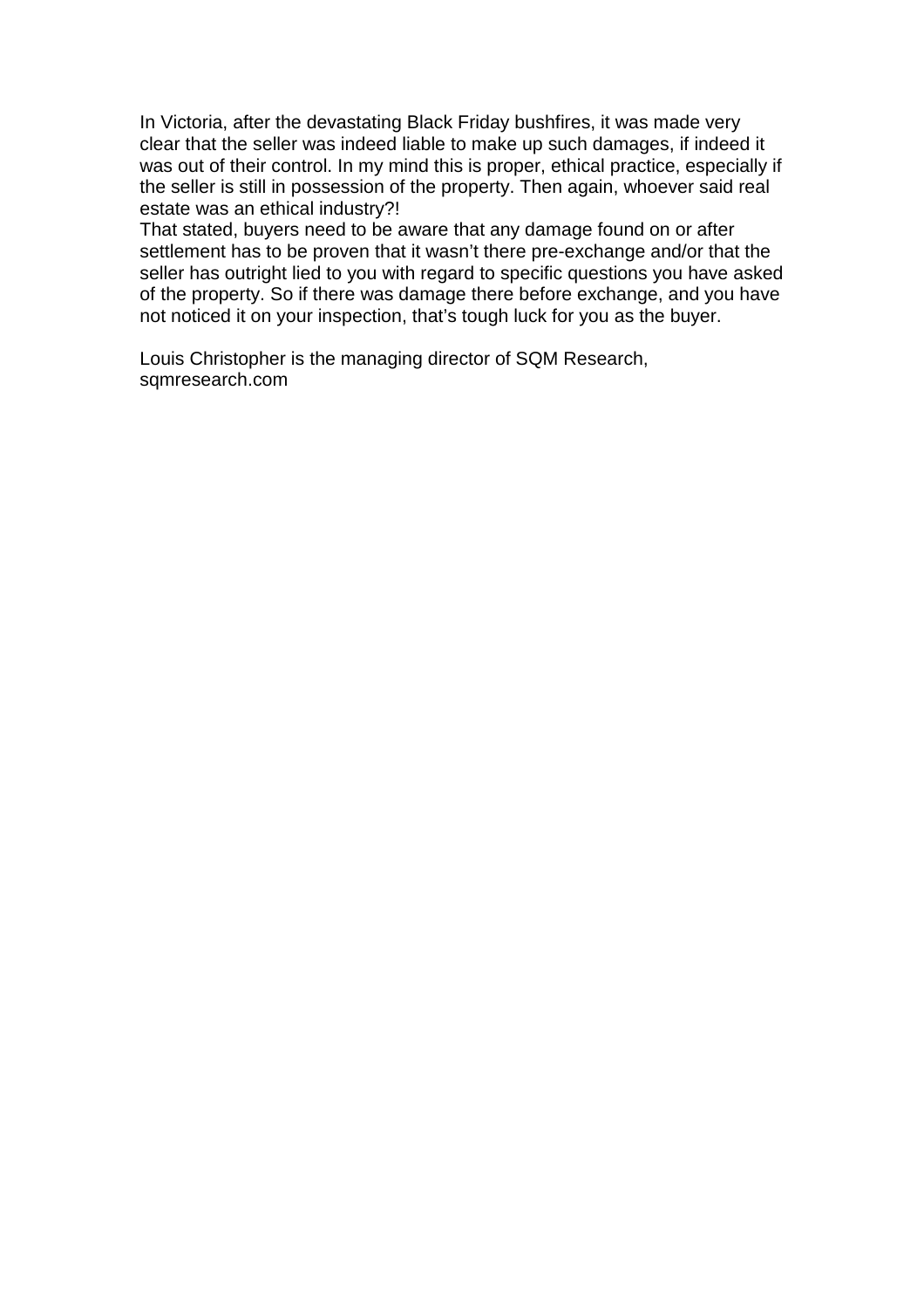In Victoria, after the devastating Black Friday bushfires, it was made very clear that the seller was indeed liable to make up such damages, if indeed it was out of their control. In my mind this is proper, ethical practice, especially if the seller is still in possession of the property. Then again, whoever said real estate was an ethical industry?!

That stated, buyers need to be aware that any damage found on or after settlement has to be proven that it wasn't there pre-exchange and/or that the seller has outright lied to you with regard to specific questions you have asked of the property. So if there was damage there before exchange, and you have not noticed it on your inspection, that's tough luck for you as the buyer.

Louis Christopher is the managing director of SQM Research, sqmresearch.com